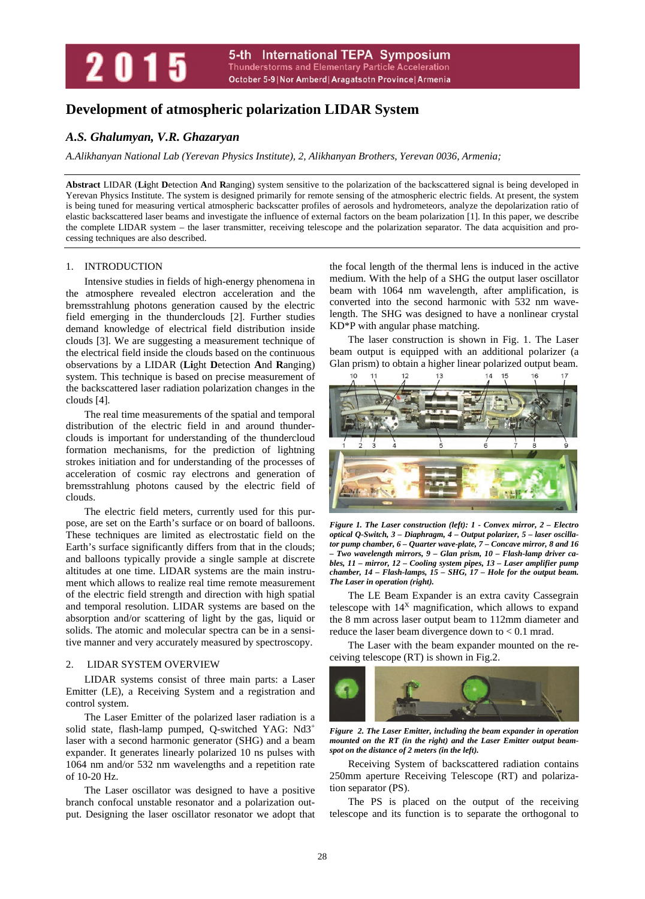# Development of atmospheric polarization LIDAR System

## *A.S. Ghalumyan, V.R. Ghazaryan*

*A.Alikhanyan National Lab (Yerevan Physics Institute), 2, Alikhanyan Brothers, Yerevan 0036, Armenia;*

**Abstract** LIDAR (**Li**ght **D**etection **A**nd **R**anging) system sensitive to the polarization of the backscattered signal is being developed in Yerevan Physics Institute. The system is designed primarily for remote sensing of the atmospheric electric fields. At present, the system is being tuned for measuring vertical atmospheric backscatter profiles of aerosols and hydrometeors, analyze the depolarization ratio of elastic backscattered laser beams and investigate the influence of external factors on the beam polarization [1]. In this paper, we describe the complete LIDAR system – the laser transmitter, receiving telescope and the polarization separator. The data acquisition and processing techniques are also described.

## 1. INTRODUCTION

Intensive studies in fields of high-energy phenomena in the atmosphere revealed electron acceleration and the bremsstrahlung photons generation caused by the electric field emerging in the thunderclouds [2]. Further studies demand knowledge of electrical field distribution inside clouds [3]. We are suggesting a measurement technique of the electrical field inside the clouds based on the continuous observations by a LIDAR (**Li**ght **D**etection **A**nd **R**anging) system. This technique is based on precise measurement of the backscattered laser radiation polarization changes in the clouds [4].

The real time measurements of the spatial and temporal distribution of the electric field in and around thunderclouds is important for understanding of the thundercloud formation mechanisms, for the prediction of lightning strokes initiation and for understanding of the processes of acceleration of cosmic ray electrons and generation of bremsstrahlung photons caused by the electric field of clouds.

The electric field meters, currently used for this purpose, are set on the Earth's surface or on board of balloons. These techniques are limited as electrostatic field on the Earth's surface significantly differs from that in the clouds; and balloons typically provide a single sample at discrete altitudes at one time. LIDAR systems are the main instrument which allows to realize real time remote measurement of the electric field strength and direction with high spatial and temporal resolution. LIDAR systems are based on the absorption and/or scattering of light by the gas, liquid or solids. The atomic and molecular spectra can be in a sensitive manner and very accurately measured by spectroscopy.

## 2. LIDAR SYSTEM OVERVIEW

LIDAR systems consist of three main parts: a Laser Emitter (LE), a Receiving System and a registration and control system.

The Laser Emitter of the polarized laser radiation is a solid state, flash-lamp pumped, Q-switched YAG: $Nd3^{+}$ laser with a second harmonic generator (SHG) and a beam expander. It generates linearly polarized 10 ns pulses with 1064 nm and/or 532 nm wavelengths and a repetition rate of 10-20 Hz.

The Laser oscillator was designed to have a positive branch confocal unstable resonator and a polarization output. Designing the laser oscillator resonator we adopt that the focal length of the thermal lens is induced in the active medium. With the help of a SHG the output laser oscillator beam with 1064 nm wavelength, after amplification, is converted into the second harmonic with 532 nm wavelength. The SHG was designed to have a nonlinear crystal KD*P with angular phase matching.

The laser construction is shown in Fig. 1. The Laser beam output is equipped with an additional polarizer (a Glan prism) to obtain a higher linear polarized output beam.

***Figure 1. The Laser construction (left): 1 - Convex mirror, 2 – Electro optical Q-Switch, 3 – Diaphragm, 4 – Output polarizer, 5 – laser oscillator pump chamber, 6 – Quarter wave-plate, 7 – Concave mirror, 8 and 16 – Two wavelength mirrors, 9 – Glan prism, 10 – Flash-lamp driver cables, 11 – mirror, 12 – Cooling system pipes, 13 – Laser amplifier pump chamber, 14 – Flash-lamps, 15 – SHG, 17 – Hole for the output beam. The Laser in operation (right).***

The LE Beam Expander is an extra cavity Cassegrain telescope with $14^{X}$ magnification, which allows to expand the 8 mm across laser output beam to 112mm diameter and reduce the laser beam divergence down to < 0.1 mrad.

The Laser with the beam expander mounted on the receiving telescope (RT) is shown in Fig.2.

***Figure 2. The Laser Emitter, including the beam expander in operation mounted on the RT (in the right) and the Laser Emitter output beam-spot on the distance of 2 meters (in the left).***

Receiving System of backscattered radiation contains 250mm aperture Receiving Telescope (RT) and polarization separator (PS).

The PS is placed on the output of the receiving telescope and its function is to separate the orthogonal to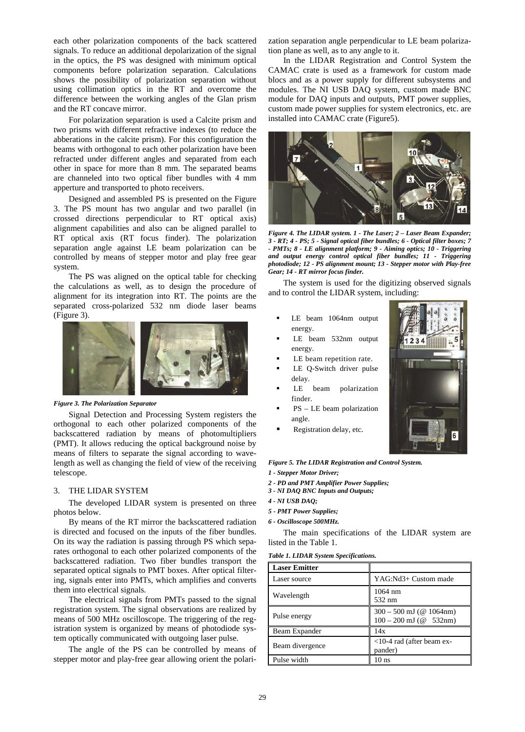each other polarization components of the back scattered signals. To reduce an additional depolarization of the signal in the optics, the PS was designed with minimum optical components before polarization separation. Calculations shows the possibility of polarization separation without using collimation optics in the RT and overcome the difference between the working angles of the Glan prism and the RT concave mirror.

For polarization separation is used a Calcite prism and two prisms with different refractive indexes (to reduce the abberations in the calcite prism). For this configuration the beams with orthogonal to each other polarization have been refracted under different angles and separated from each other in space for more than 8 mm. The separated beams are channeled into two optical fiber bundles with 4 mm apperture and transported to photo receivers.

Designed and assembled PS is presented on the Figure 3. The PS mount has two angular and two parallel (in crossed directions perpendicular to RT optical axis) alignment capabilities and also can be aligned parallel to RT optical axis (RT focus finder). The polarization separation angle against LE beam polarization can be controlled by means of stepper motor and play free gear system.

The PS was aligned on the optical table for checking the calculations as well, as to design the procedure of alignment for its integration into RT. The points are the separated cross-polarized 532 nm diode laser beams (Figure 3).

*Figure 3. The Polarization Separator*

Signal Detection and Processing System registers the orthogonal to each other polarized components of the backscattered radiation by means of photomultipliers (PMT). It allows reducing the optical background noise by means of filters to separate the signal according to wavelength as well as changing the field of view of the receiving telescope.

## 3. THE LIDAR SYSTEM

The developed LIDAR system is presented on three photos below.

By means of the RT mirror the backscattered radiation is directed and focused on the inputs of the fiber bundles. On its way the radiation is passing through PS which separates orthogonal to each other polarized components of the backscattered radiation. Two fiber bundles transport the separated optical signals to PMT boxes. After optical filtering, signals enter into PMTs, which amplifies and converts them into electrical signals.

The electrical signals from PMTs passed to the signal registration system. The signal observations are realized by means of 500 MHz oscilloscope. The triggering of the registration system is organized by means of photodiode system optically communicated with outgoing laser pulse.

The angle of the PS can be controlled by means of stepper motor and play-free gear allowing orient the polarization separation angle perpendicular to LE beam polarization plane as well, as to any angle to it.

In the LIDAR Registration and Control System the CAMAC crate is used as a framework for custom made blocs and as a power supply for different subsystems and modules. The NI USB DAQ system, custom made BNC module for DAQ inputs and outputs, PMT power supplies, custom made power supplies for system electronics, etc. are installed into CAMAC crate (Figure5).

*Figure 4. The LIDAR system. 1 - The Laser; 2 – Laser Beam Expander; 3 - RT; 4 - PS; 5 - Signal optical fiber bundles; 6 - Optical filter boxes; 7 - PMTs; 8 - LE alignment platform; 9 - Aiming optics; 10 - Triggering and output energy control optical fiber bundles; 11 - Triggering photodiode; 12 - PS alignment mount; 13 - Stepper motor with Play-free Gear; 14 - RT mirror focus finder.*

The system is used for the digitizing observed signals and to control the LIDAR system, including:

- LE beam 1064nm output energy.
- LE beam 532nm output energy.
- LE beam repetition rate.
- LE Q-Switch driver pulse delay.
- LE beam polarization finder.
- PS – LE beam polarization angle.
- Registration delay, etc.

*Figure 5. The LIDAR Registration and Control System.*
*1 - Stepper Motor Driver;*
*2 - PD and PMT Amplifier Power Supplies;*
*3 - NI DAQ BNC Inputs and Outputs;*
*4 - NI USB DAQ;*
*5 - PMT Power Supplies;*
*6 - Oscilloscope 500MHz.*

The main specifications of the LIDAR system are listed in the Table 1.

*Table 1. LIDAR System Specifications.*

| **Laser Emitter** | |
|---|---|
| Laser source | YAG:Nd3+ Custom made |
| Wavelength | 1064 nm<br>532 nm |
| Pulse energy | 300 – 500 mJ (@ 1064nm)<br>100 – 200 mJ (@ 532nm) |
| Beam Expander | 14x |
| Beam divergence | <10-4 rad (after beam expander) |
| Pulse width | 10 ns |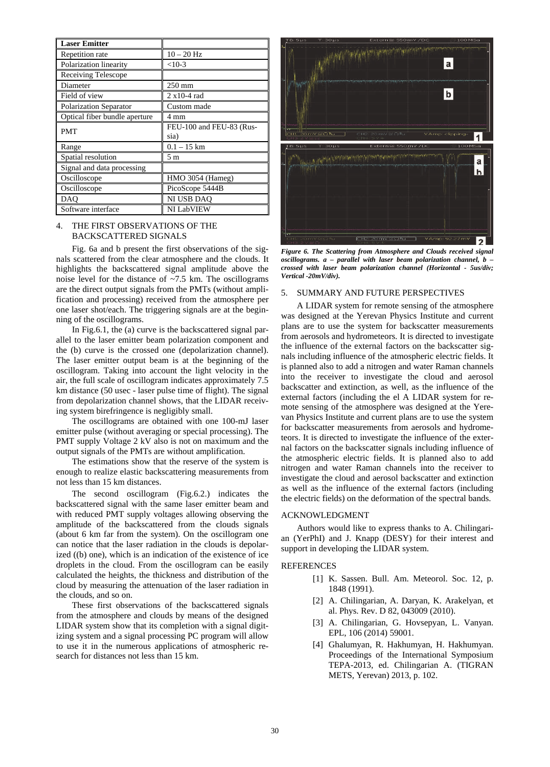| Laser Emitter | |
|---|---|
| Repetition rate | 10 – 20 Hz |
| Polarization linearity | <10-3 |
| Receiving Telescope | |
| Diameter | 250 mm |
| Field of view | 2 x10-4 rad |
| Polarization Separator | Custom made |
| Optical fiber bundle aperture | 4 mm |
| PMT | FEU-100 and FEU-83 (Russia) |
| Range | 0.1 – 15 km |
| Spatial resolution | 5 m |
| Signal and data processing | |
| Oscilloscope | HMO 3054 (Hameg) |
| Oscilloscope | PicoScope 5444B |
| DAQ | NI USB DAQ |
| Software interface | NI LabVIEW |

## 4. THE FIRST OBSERVATIONS OF THE BACKSCATTERED SIGNALS

Fig. 6a and b present the first observations of the signals scattered from the clear atmosphere and the clouds. It highlights the backscattered signal amplitude above the noise level for the distance of ~7.5 km. The oscillograms are the direct output signals from the PMTs (without amplification and processing) received from the atmosphere per one laser shot/each. The triggering signals are at the beginning of the oscillograms.

In Fig.6.1, the (a) curve is the backscattered signal parallel to the laser emitter beam polarization component and the (b) curve is the crossed one (depolarization channel). The laser emitter output beam is at the beginning of the oscillogram. Taking into account the light velocity in the air, the full scale of oscillogram indicates approximately 7.5 km distance (50 usec - laser pulse time of flight). The signal from depolarization channel shows, that the LIDAR receiving system birefringence is negligibly small.

The oscillograms are obtained with one 100-mJ laser emitter pulse (without averaging or special processing). The PMT supply Voltage 2 kV also is not on maximum and the output signals of the PMTs are without amplification.

The estimations show that the reserve of the system is enough to realize elastic backscattering measurements from not less than 15 km distances.

The second oscillogram (Fig.6.2.) indicates the backscattered signal with the same laser emitter beam and with reduced PMT supply voltages allowing observing the amplitude of the backscattered from the clouds signals (about 6 km far from the system). On the oscillogram one can notice that the laser radiation in the clouds is depolarized ((b) one), which is an indication of the existence of ice droplets in the cloud. From the oscillogram can be easily calculated the heights, the thickness and distribution of the cloud by measuring the attenuation of the laser radiation in the clouds, and so on.

These first observations of the backscattered signals from the atmosphere and clouds by means of the designed LIDAR system show that its completion with a signal digitizing system and a signal processing PC program will allow to use it in the numerous applications of atmospheric research for distances not less than 15 km.

TB: 5μs T: 30μs Extern≡ 550mV /DC 100MSa
a
b
1
TB: 5μs T: 30μs Extern≡ 550mV /DC 100MSa
a
b
2

*Figure 6. The Scattering from Atmosphere and Clouds received signal oscillograms. a – parallel with laser beam polarization channel, b – crossed with laser beam polarization channel (Horizontal - 5us/div; Vertical -20mV/div).*

## 5. SUMMARY AND FUTURE PERSPECTIVES

A LIDAR system for remote sensing of the atmosphere was designed at the Yerevan Physics Institute and current plans are to use the system for backscatter measurements from aerosols and hydrometeors. It is directed to investigate the influence of the external factors on the backscatter signals including influence of the atmospheric electric fields. It is planned also to add a nitrogen and water Raman channels into the receiver to investigate the cloud and aerosol backscatter and extinction, as well, as the influence of the external factors (including the el A LIDAR system for remote sensing of the atmosphere was designed at the Yerevan Physics Institute and current plans are to use the system for backscatter measurements from aerosols and hydrometeors. It is directed to investigate the influence of the external factors on the backscatter signals including influence of the atmospheric electric fields. It is planned also to add nitrogen and water Raman channels into the receiver to investigate the cloud and aerosol backscatter and extinction as well as the influence of the external factors (including the electric fields) on the deformation of the spectral bands.

## ACKNOWLEDGMENT

Authors would like to express thanks to A. Chilingarian (YerPhI) and J. Knapp (DESY) for their interest and support in developing the LIDAR system.

## REFERENCES

[1] K. Sassen. Bull. Am. Meteorol. Soc. 12, p. 1848 (1991).

[2] A. Chilingarian, A. Daryan, K. Arakelyan, et al. Phys. Rev. D 82, 043009 (2010).

[3] A. Chilingarian, G. Hovsepyan, L. Vanyan. EPL, 106 (2014) 59001.

[4] Ghalumyan, R. Hakhumyan, H. Hakhumyan. Proceedings of the International Symposium TEPA-2013, ed. Chilingarian A. (TIGRAN METS, Yerevan) 2013, p. 102.